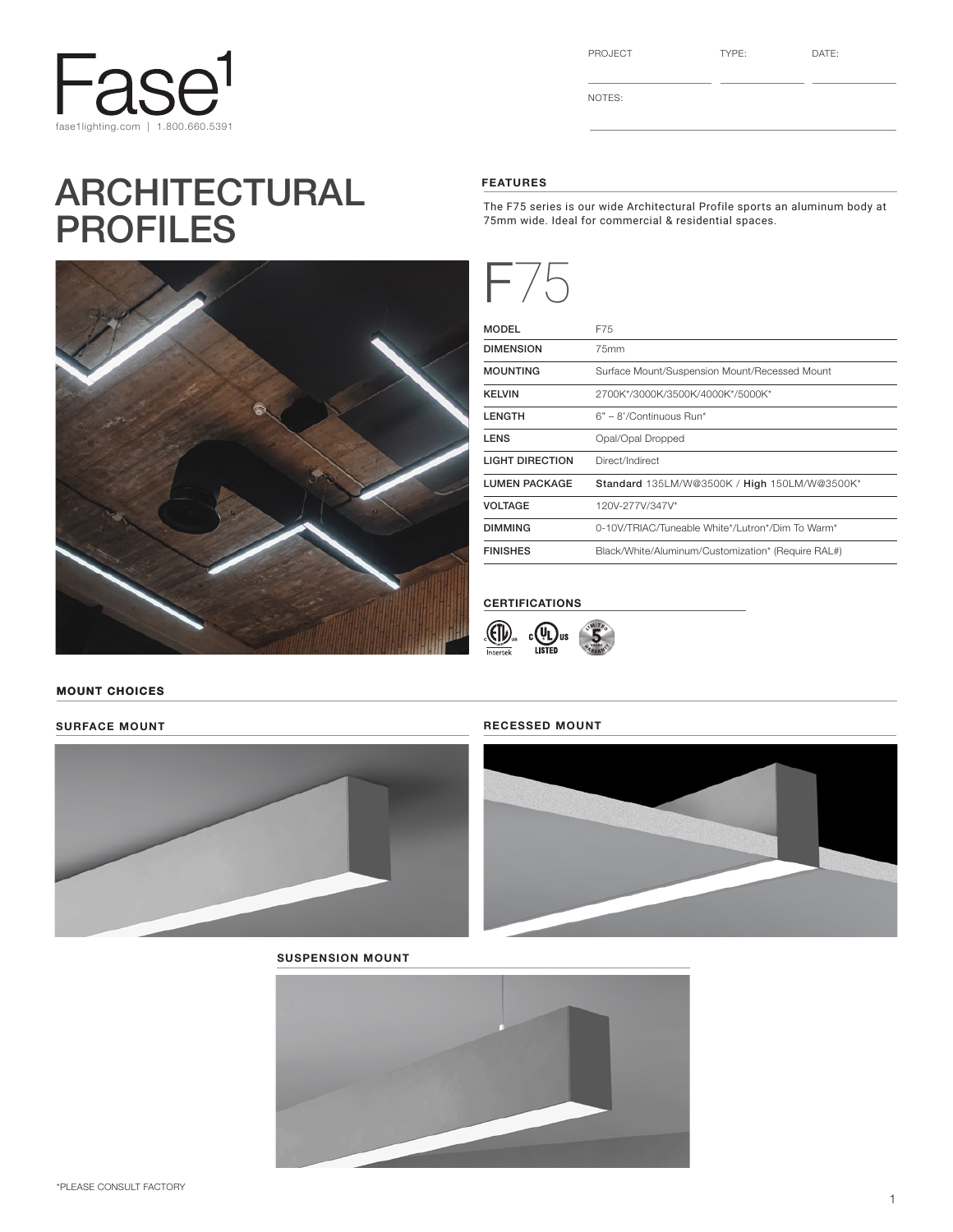Fase1

fase1lighting.com | 1.800.660.5391

PROJECT | TYPE: | DATE:

NOTES:

# ARCHITECTURAL PROFILES

## FEATURES

The F75 series is our wide Architectural Profile sports an aluminum body at 75mm wide. Ideal for commercial & residential spaces.

# F75

| | |
|---|---|
| MODEL | F75 |
| DIMENSION | 75mm |
| MOUNTING | Surface Mount/Suspension Mount/Recessed Mount |
| KELVIN | 2700K*/3000K/3500K/4000K*/5000K* |
| LENGTH | 6" – 8'/Continuous Run* |
| LENS | Opal/Opal Dropped |
| LIGHT DIRECTION | Direct/Indirect |
| LUMEN PACKAGE | **Standard** 135LM/W@3500K / **High** 150LM/W@3500K* |
| VOLTAGE | 120V-277V/347V* |
| DIMMING | 0-10V/TRIAC/Tuneable White*/Lutron*/Dim To Warm* |
| FINISHES | Black/White/Aluminum/Customization* (Require RAL#) |

## CERTIFICATIONS

## MOUNT CHOICES

### SURFACE MOUNT

### RECESSED MOUNT

### SUSPENSION MOUNT

*PLEASE CONSULT FACTORY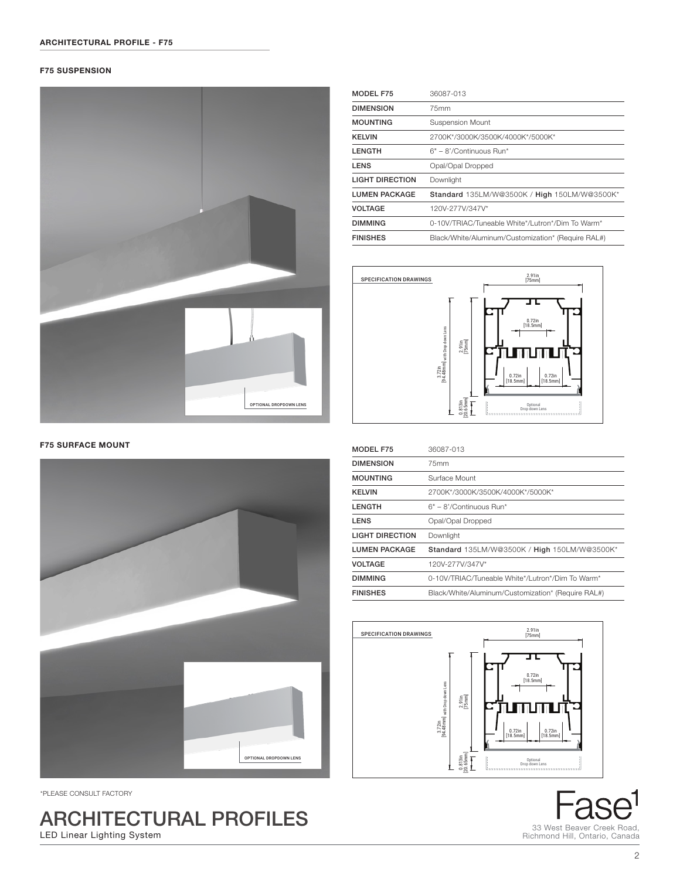## ARCHITECTURAL PROFILE - F75

### F75 SUSPENSION

OPTIONAL DROPDOWN LENS

| | |
|---|---|
| **MODEL F75** | 36087-013 |
| **DIMENSION** | 75mm |
| **MOUNTING** | Suspension Mount |
| **KELVIN** | 2700K*/3000K/3500K/4000K*/5000K* |
| **LENGTH** | 6" – 8'/Continuous Run* |
| **LENS** | Opal/Opal Dropped |
| **LIGHT DIRECTION** | Downlight |
| **LUMEN PACKAGE** | **Standard** 135LM/W@3500K / **High** 150LM/W@3500K* |
| **VOLTAGE** | 120V-277V/347V* |
| **DIMMING** | 0-10V/TRIAC/Tuneable White*/Lutron*/Dim To Warm* |
| **FINISHES** | Black/White/Aluminum/Customization* (Require RAL#) |

SPECIFICATION DRAWINGS

2.91in [75mm]
0.72in [18.5mm]
3.72in [94.48mm] with Drop down Lens
2.91in [75mm]
0.72in [18.5mm]
0.72in [18.5mm]
0.813in [20.65mm]
Optional Drop down Lens

### F75 SURFACE MOUNT

OPTIONAL DROPDOWN LENS

| | |
|---|---|
| **MODEL F75** | 36087-013 |
| **DIMENSION** | 75mm |
| **MOUNTING** | Surface Mount |
| **KELVIN** | 2700K*/3000K/3500K/4000K*/5000K* |
| **LENGTH** | 6" – 8'/Continuous Run* |
| **LENS** | Opal/Opal Dropped |
| **LIGHT DIRECTION** | Downlight |
| **LUMEN PACKAGE** | **Standard** 135LM/W@3500K / **High** 150LM/W@3500K* |
| **VOLTAGE** | 120V-277V/347V* |
| **DIMMING** | 0-10V/TRIAC/Tuneable White*/Lutron*/Dim To Warm* |
| **FINISHES** | Black/White/Aluminum/Customization* (Require RAL#) |

SPECIFICATION DRAWINGS

2.91in [75mm]
0.72in [18.5mm]
3.72in [94.48mm] with Drop down Lens
2.91in [75mm]
0.72in [18.5mm]
0.72in [18.5mm]
0.813in [20.65mm]
Optional Drop down Lens

*PLEASE CONSULT FACTORY

# ARCHITECTURAL PROFILES

LED Linear Lighting System

Fase1
33 West Beaver Creek Road,
Richmond Hill, Ontario, Canada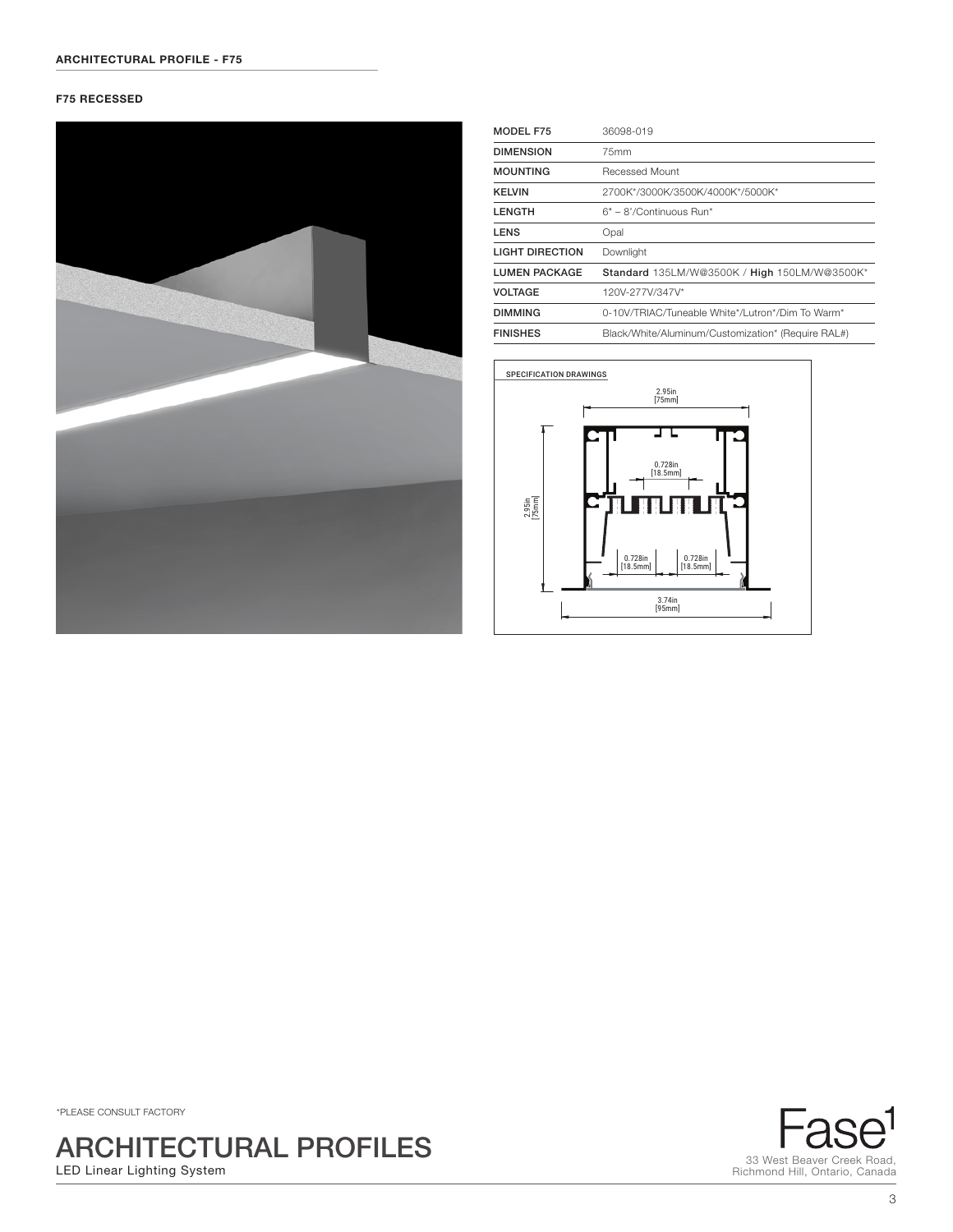ARCHITECTURAL PROFILE - F75

## F75 RECESSED

| | |
|---|---|
| MODEL F75 | 36098-019 |
| DIMENSION | 75mm |
| MOUNTING | Recessed Mount |
| KELVIN | 2700K*/3000K/3500K/4000K*/5000K* |
| LENGTH | 6" – 8'/Continuous Run* |
| LENS | Opal |
| LIGHT DIRECTION | Downlight |
| LUMEN PACKAGE | **Standard** 135LM/W@3500K / **High** 150LM/W@3500K* |
| VOLTAGE | 120V-277V/347V* |
| DIMMING | 0-10V/TRIAC/Tuneable White*/Lutron*/Dim To Warm* |
| FINISHES | Black/White/Aluminum/Customization* (Require RAL#) |

SPECIFICATION DRAWINGS

2.95in [75mm]

0.728in [18.5mm]

2.95in [75mm]

0.728in [18.5mm]

0.728in [18.5mm]

3.74in [95mm]

*PLEASE CONSULT FACTORY

ARCHITECTURAL PROFILES
LED Linear Lighting System

Fase1
33 West Beaver Creek Road,
Richmond Hill, Ontario, Canada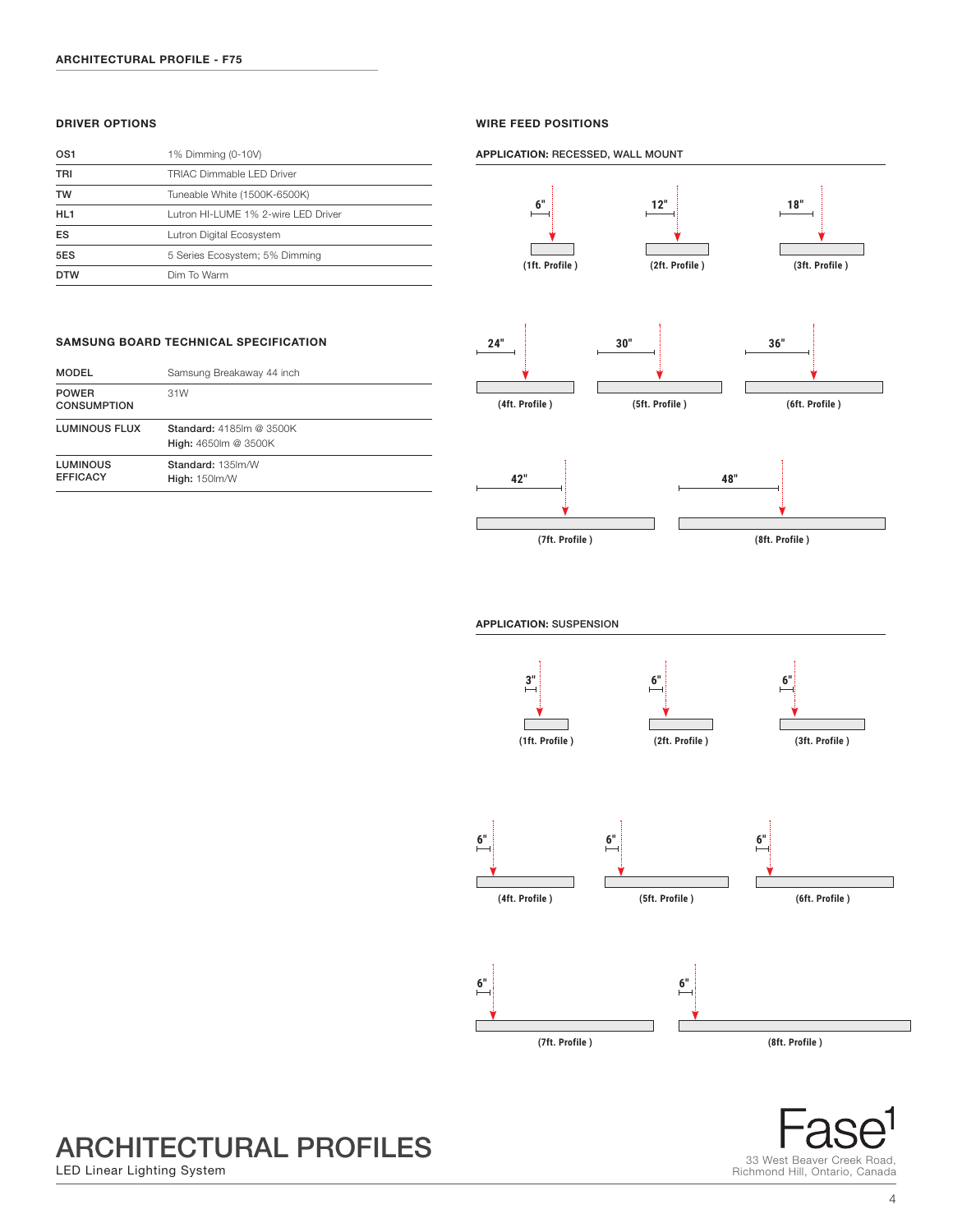## ARCHITECTURAL PROFILE - F75

### DRIVER OPTIONS

| | |
|---|---|
| OS1 | 1% Dimming (0-10V) |
| TRI | TRIAC Dimmable LED Driver |
| TW | Tuneable White (1500K-6500K) |
| HL1 | Lutron HI-LUME 1% 2-wire LED Driver |
| ES | Lutron Digital Ecosystem |
| 5ES | 5 Series Ecosystem; 5% Dimming |
| DTW | Dim To Warm |

### SAMSUNG BOARD TECHNICAL SPECIFICATION

| | |
|---|---|
| MODEL | Samsung Breakaway 44 inch |
| POWER CONSUMPTION | 31W |
| LUMINOUS FLUX | **Standard:** 4185lm @ 3500K<br>**High:** 4650lm @ 3500K |
| LUMINOUS EFFICACY | **Standard:** 135lm/W<br>**High:** 150lm/W |

### WIRE FEED POSITIONS

**APPLICATION:** RECESSED, WALL MOUNT

6"
(1ft. Profile )
12"
(2ft. Profile )
18"
(3ft. Profile )
24"
(4ft. Profile )
30"
(5ft. Profile )
36"
(6ft. Profile )
42"
(7ft. Profile )
48"
(8ft. Profile )

**APPLICATION:** SUSPENSION

3"
(1ft. Profile )
6"
(2ft. Profile )
6"
(3ft. Profile )
6"
(4ft. Profile )
6"
(5ft. Profile )
6"
(6ft. Profile )
6"
(7ft. Profile )
6"
(8ft. Profile )

# ARCHITECTURAL PROFILES

LED Linear Lighting System

Fase[1]
33 West Beaver Creek Road,
Richmond Hill, Ontario, Canada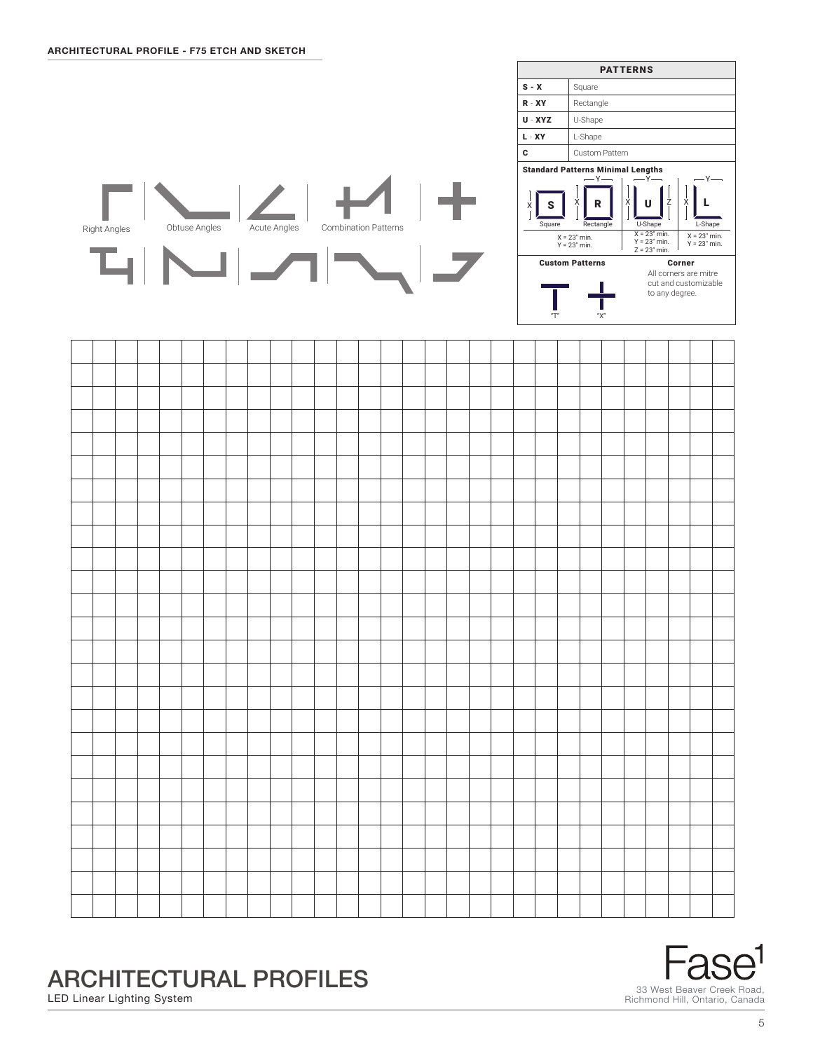## ARCHITECTURAL PROFILE - F75 ETCH AND SKETCH

Right Angles

Obtuse Angles

Acute Angles

Combination Patterns

| PATTERNS | |
|---|---|
| **S - X** | Square |
| **R - XY** | Rectangle |
| **U - XYZ** | U-Shape |
| **L - XY** | L-Shape |
| **C** | Custom Pattern |

**Standard Patterns Minimal Lengths**

Square, Rectangle: X = 23" min. Y = 23" min.

U-Shape: X = 23" min. Y = 23" min. Z = 23" min.

L-Shape: X = 23" min. Y = 23" min.

**Custom Patterns**

"T" "X"

**Corner**

All corners are mitre cut and customizable to any degree.

# ARCHITECTURAL PROFILES

LED Linear Lighting System

Fase[1]

33 West Beaver Creek Road, Richmond Hill, Ontario, Canada